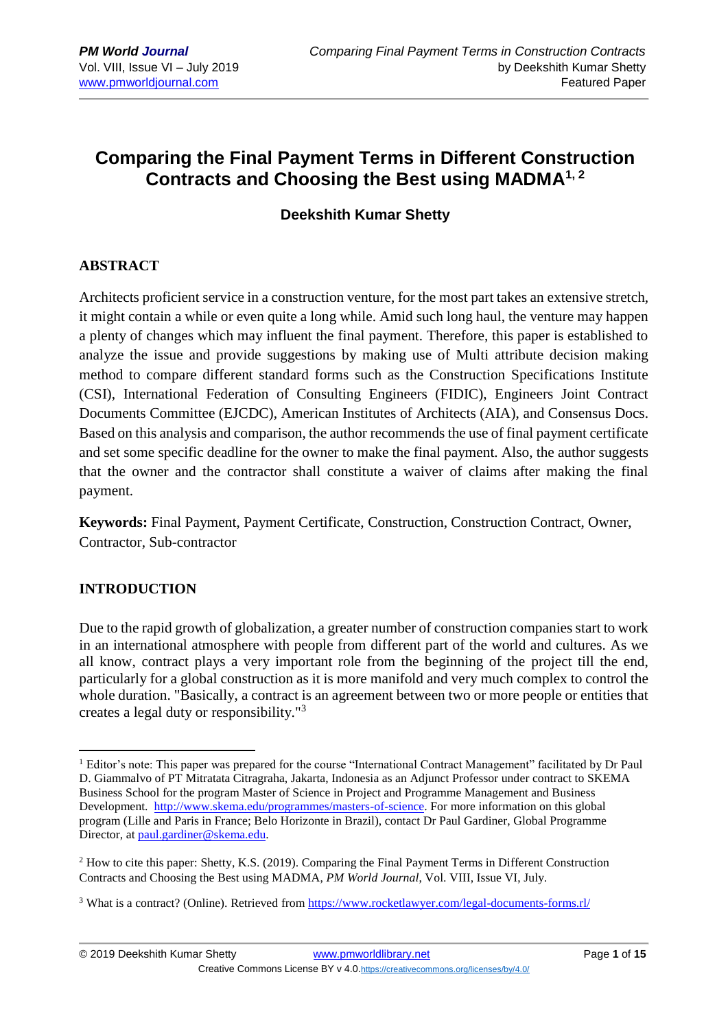# Comparing the Final Payment Terms in Different Construction Contracts and Choosing the Best using MADMA[1, 2]

### Deekshith Kumar Shetty

## ABSTRACT

Architects proficient service in a construction venture, for the most part takes an extensive stretch, it might contain a while or even quite a long while. Amid such long haul, the venture may happen a plenty of changes which may influent the final payment. Therefore, this paper is established to analyze the issue and provide suggestions by making use of Multi attribute decision making method to compare different standard forms such as the Construction Specifications Institute (CSI), International Federation of Consulting Engineers (FIDIC), Engineers Joint Contract Documents Committee (EJCDC), American Institutes of Architects (AIA), and Consensus Docs. Based on this analysis and comparison, the author recommends the use of final payment certificate and set some specific deadline for the owner to make the final payment. Also, the author suggests that the owner and the contractor shall constitute a waiver of claims after making the final payment.

**Keywords:** Final Payment, Payment Certificate, Construction, Construction Contract, Owner, Contractor, Sub-contractor

## INTRODUCTION

Due to the rapid growth of globalization, a greater number of construction companies start to work in an international atmosphere with people from different part of the world and cultures. As we all know, contract plays a very important role from the beginning of the project till the end, particularly for a global construction as it is more manifold and very much complex to control the whole duration. "Basically, a contract is an agreement between two or more people or entities that creates a legal duty or responsibility."[3]

---

[1] Editor's note: This paper was prepared for the course "International Contract Management" facilitated by Dr Paul D. Giammalvo of PT Mitratata Citragraha, Jakarta, Indonesia as an Adjunct Professor under contract to SKEMA Business School for the program Master of Science in Project and Programme Management and Business Development. http://www.skema.edu/programmes/masters-of-science. For more information on this global program (Lille and Paris in France; Belo Horizonte in Brazil), contact Dr Paul Gardiner, Global Programme Director, at paul.gardiner@skema.edu.

[2] How to cite this paper: Shetty, K.S. (2019). Comparing the Final Payment Terms in Different Construction Contracts and Choosing the Best using MADMA, *PM World Journal*, Vol. VIII, Issue VI, July.

[3] What is a contract? (Online). Retrieved from https://www.rocketlawyer.com/legal-documents-forms.rl/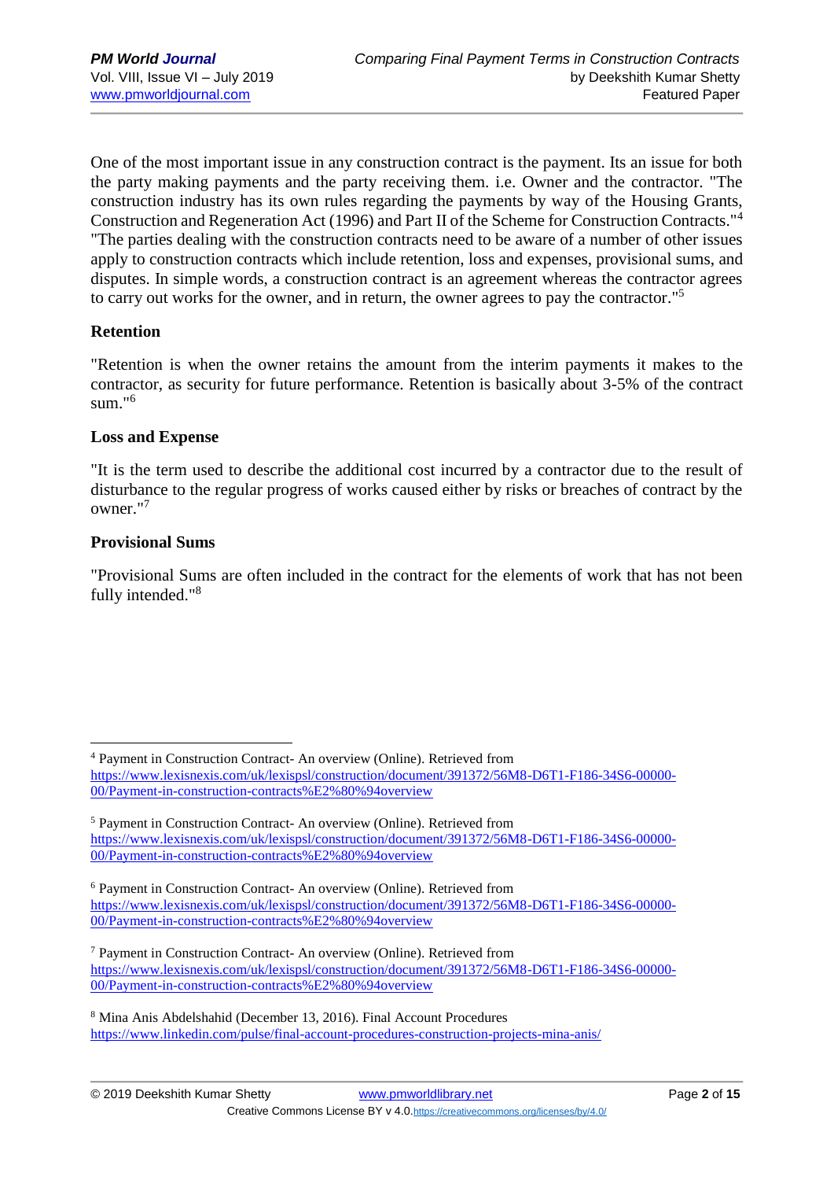One of the most important issue in any construction contract is the payment. Its an issue for both the party making payments and the party receiving them. i.e. Owner and the contractor. "The construction industry has its own rules regarding the payments by way of the Housing Grants, Construction and Regeneration Act (1996) and Part II of the Scheme for Construction Contracts."[4] "The parties dealing with the construction contracts need to be aware of a number of other issues apply to construction contracts which include retention, loss and expenses, provisional sums, and disputes. In simple words, a construction contract is an agreement whereas the contractor agrees to carry out works for the owner, and in return, the owner agrees to pay the contractor."[5]

### Retention

"Retention is when the owner retains the amount from the interim payments it makes to the contractor, as security for future performance. Retention is basically about 3-5% of the contract sum."[6]

### Loss and Expense

"It is the term used to describe the additional cost incurred by a contractor due to the result of disturbance to the regular progress of works caused either by risks or breaches of contract by the owner."[7]

### Provisional Sums

"Provisional Sums are often included in the contract for the elements of work that has not been fully intended."[8]

---

[4] Payment in Construction Contract- An overview (Online). Retrieved from https://www.lexisnexis.com/uk/lexispsl/construction/document/391372/56M8-D6T1-F186-34S6-00000-00/Payment-in-construction-contracts%E2%80%94overview

[5] Payment in Construction Contract- An overview (Online). Retrieved from https://www.lexisnexis.com/uk/lexispsl/construction/document/391372/56M8-D6T1-F186-34S6-00000-00/Payment-in-construction-contracts%E2%80%94overview

[6] Payment in Construction Contract- An overview (Online). Retrieved from https://www.lexisnexis.com/uk/lexispsl/construction/document/391372/56M8-D6T1-F186-34S6-00000-00/Payment-in-construction-contracts%E2%80%94overview

[7] Payment in Construction Contract- An overview (Online). Retrieved from https://www.lexisnexis.com/uk/lexispsl/construction/document/391372/56M8-D6T1-F186-34S6-00000-00/Payment-in-construction-contracts%E2%80%94overview

[8] Mina Anis Abdelshahid (December 13, 2016). Final Account Procedures https://www.linkedin.com/pulse/final-account-procedures-construction-projects-mina-anis/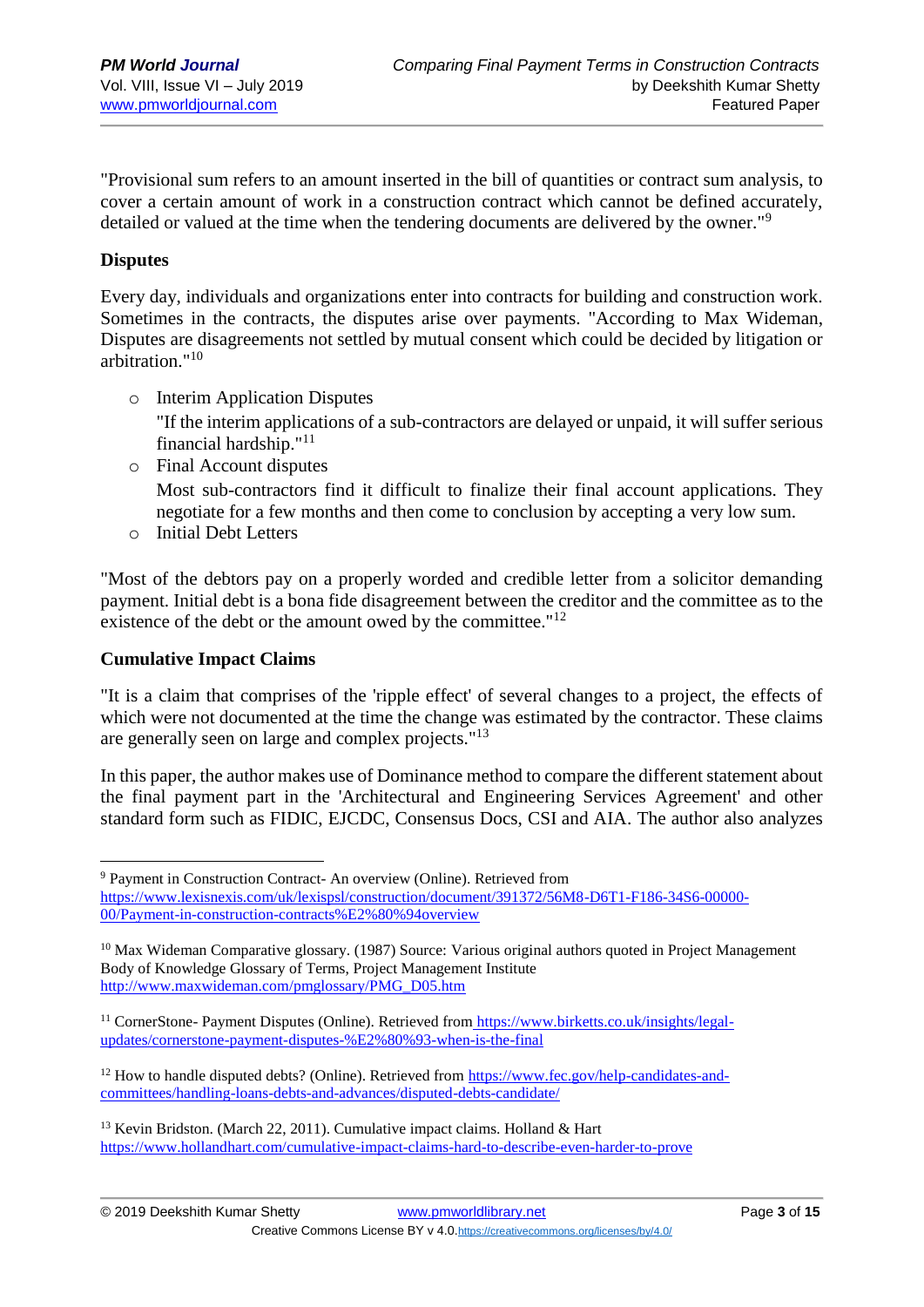"Provisional sum refers to an amount inserted in the bill of quantities or contract sum analysis, to cover a certain amount of work in a construction contract which cannot be defined accurately, detailed or valued at the time when the tendering documents are delivered by the owner."[9]

### Disputes

Every day, individuals and organizations enter into contracts for building and construction work. Sometimes in the contracts, the disputes arise over payments. "According to Max Wideman, Disputes are disagreements not settled by mutual consent which could be decided by litigation or arbitration."[10]

- Interim Application Disputes
  "If the interim applications of a sub-contractors are delayed or unpaid, it will suffer serious financial hardship."[11]
- Final Account disputes
  Most sub-contractors find it difficult to finalize their final account applications. They negotiate for a few months and then come to conclusion by accepting a very low sum.
- Initial Debt Letters

"Most of the debtors pay on a properly worded and credible letter from a solicitor demanding payment. Initial debt is a bona fide disagreement between the creditor and the committee as to the existence of the debt or the amount owed by the committee."[12]

### Cumulative Impact Claims

"It is a claim that comprises of the 'ripple effect' of several changes to a project, the effects of which were not documented at the time the change was estimated by the contractor. These claims are generally seen on large and complex projects."[13]

In this paper, the author makes use of Dominance method to compare the different statement about the final payment part in the 'Architectural and Engineering Services Agreement' and other standard form such as FIDIC, EJCDC, Consensus Docs, CSI and AIA. The author also analyzes

---

[9] Payment in Construction Contract- An overview (Online). Retrieved from https://www.lexisnexis.com/uk/lexispsl/construction/document/391372/56M8-D6T1-F186-34S6-00000-00/Payment-in-construction-contracts%E2%80%94overview

[10] Max Wideman Comparative glossary. (1987) Source: Various original authors quoted in Project Management Body of Knowledge Glossary of Terms, Project Management Institute http://www.maxwideman.com/pmglossary/PMG_D05.htm

[11] CornerStone- Payment Disputes (Online). Retrieved from https://www.birketts.co.uk/insights/legal-updates/cornerstone-payment-disputes-%E2%80%93-when-is-the-final

[12] How to handle disputed debts? (Online). Retrieved from https://www.fec.gov/help-candidates-and-committees/handling-loans-debts-and-advances/disputed-debts-candidate/

[13] Kevin Bridston. (March 22, 2011). Cumulative impact claims. Holland & Hart https://www.hollandhart.com/cumulative-impact-claims-hard-to-describe-even-harder-to-prove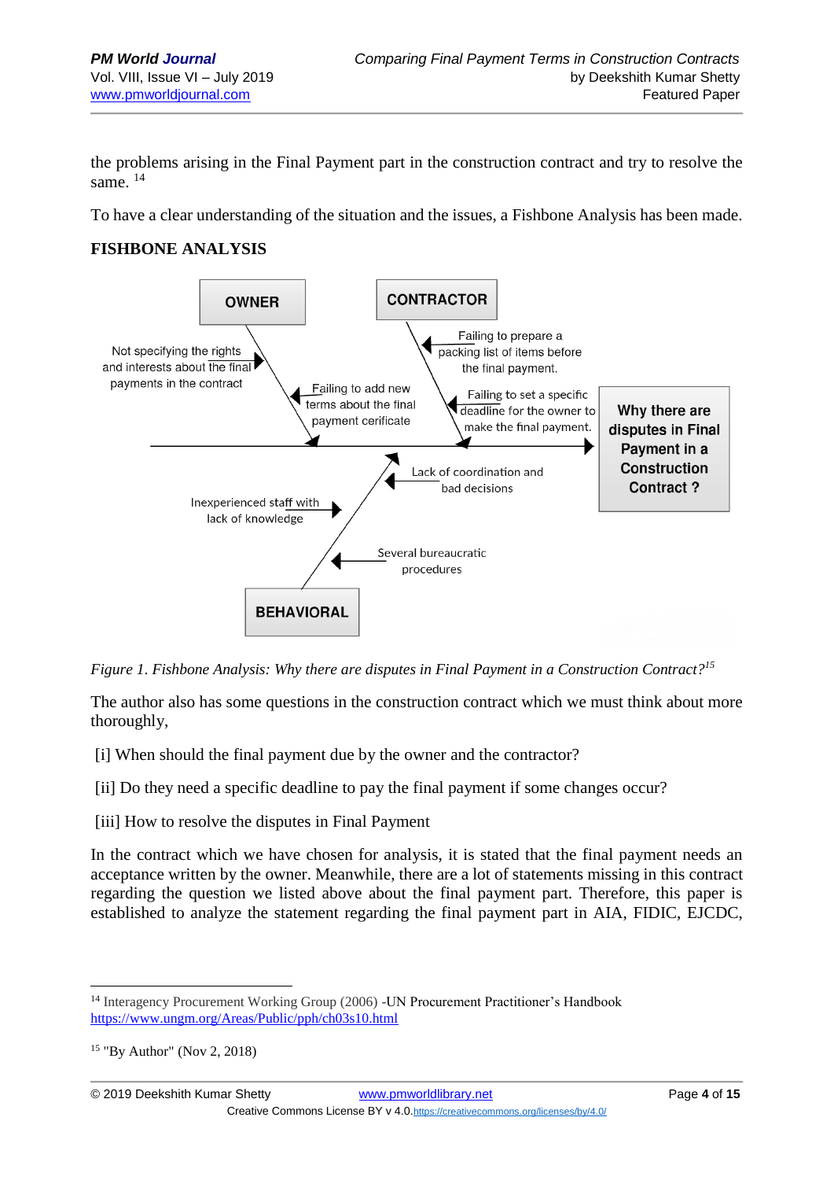the problems arising in the Final Payment part in the construction contract and try to resolve the same. [14]

To have a clear understanding of the situation and the issues, a Fishbone Analysis has been made.

**FISHBONE ANALYSIS**

OWNER

- Not specifying the rights and interests about the final payments in the contract
- Failing to add new terms about the final payment cerificate

CONTRACTOR

- Failing to prepare a packing list of items before the final payment.
- Failing to set a specific deadline for the owner to make the final payment.

BEHAVIORAL

- Lack of coordination and bad decisions
- Inexperienced staff with lack of knowledge
- Several bureaucratic procedures

Why there are disputes in Final Payment in a Construction Contract ?

*Figure 1. Fishbone Analysis: Why there are disputes in Final Payment in a Construction Contract?*[15]

The author also has some questions in the construction contract which we must think about more thoroughly,

[i] When should the final payment due by the owner and the contractor?

[ii] Do they need a specific deadline to pay the final payment if some changes occur?

[iii] How to resolve the disputes in Final Payment

In the contract which we have chosen for analysis, it is stated that the final payment needs an acceptance written by the owner. Meanwhile, there are a lot of statements missing in this contract regarding the question we listed above about the final payment part. Therefore, this paper is established to analyze the statement regarding the final payment part in AIA, FIDIC, EJCDC,

---

[14] Interagency Procurement Working Group (2006) -UN Procurement Practitioner's Handbook https://www.ungm.org/Areas/Public/pph/ch03s10.html

[15] "By Author" (Nov 2, 2018)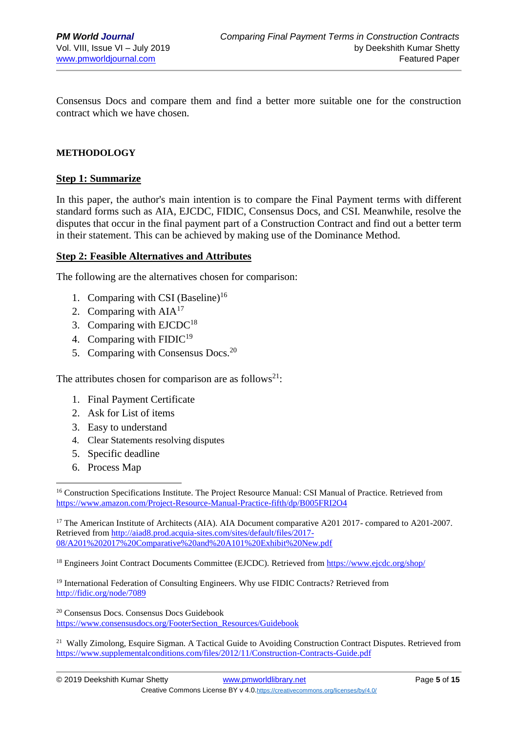Consensus Docs and compare them and find a better more suitable one for the construction contract which we have chosen.

**METHODOLOGY**

**Step 1: Summarize**

In this paper, the author's main intention is to compare the Final Payment terms with different standard forms such as AIA, EJCDC, FIDIC, Consensus Docs, and CSI. Meanwhile, resolve the disputes that occur in the final payment part of a Construction Contract and find out a better term in their statement. This can be achieved by making use of the Dominance Method.

**Step 2: Feasible Alternatives and Attributes**

The following are the alternatives chosen for comparison:

1. Comparing with CSI (Baseline)[16]
2. Comparing with AIA[17]
3. Comparing with EJCDC[18]
4. Comparing with FIDIC[19]
5. Comparing with Consensus Docs.[20]

The attributes chosen for comparison are as follows[21]:

1. Final Payment Certificate
2. Ask for List of items
3. Easy to understand
4. Clear Statements resolving disputes
5. Specific deadline
6. Process Map

---

[16] Construction Specifications Institute. The Project Resource Manual: CSI Manual of Practice. Retrieved from https://www.amazon.com/Project-Resource-Manual-Practice-fifth/dp/B005FRI2O4

[17] The American Institute of Architects (AIA). AIA Document comparative A201 2017- compared to A201-2007. Retrieved from http://aiad8.prod.acquia-sites.com/sites/default/files/2017-08/A201%202017%20Comparative%20and%20A101%20Exhibit%20New.pdf

[18] Engineers Joint Contract Documents Committee (EJCDC). Retrieved from https://www.ejcdc.org/shop/

[19] International Federation of Consulting Engineers. Why use FIDIC Contracts? Retrieved from http://fidic.org/node/7089

[20] Consensus Docs. Consensus Docs Guidebook https://www.consensusdocs.org/FooterSection_Resources/Guidebook

[21] Wally Zimolong, Esquire Sigman. A Tactical Guide to Avoiding Construction Contract Disputes. Retrieved from https://www.supplementalconditions.com/files/2012/11/Construction-Contracts-Guide.pdf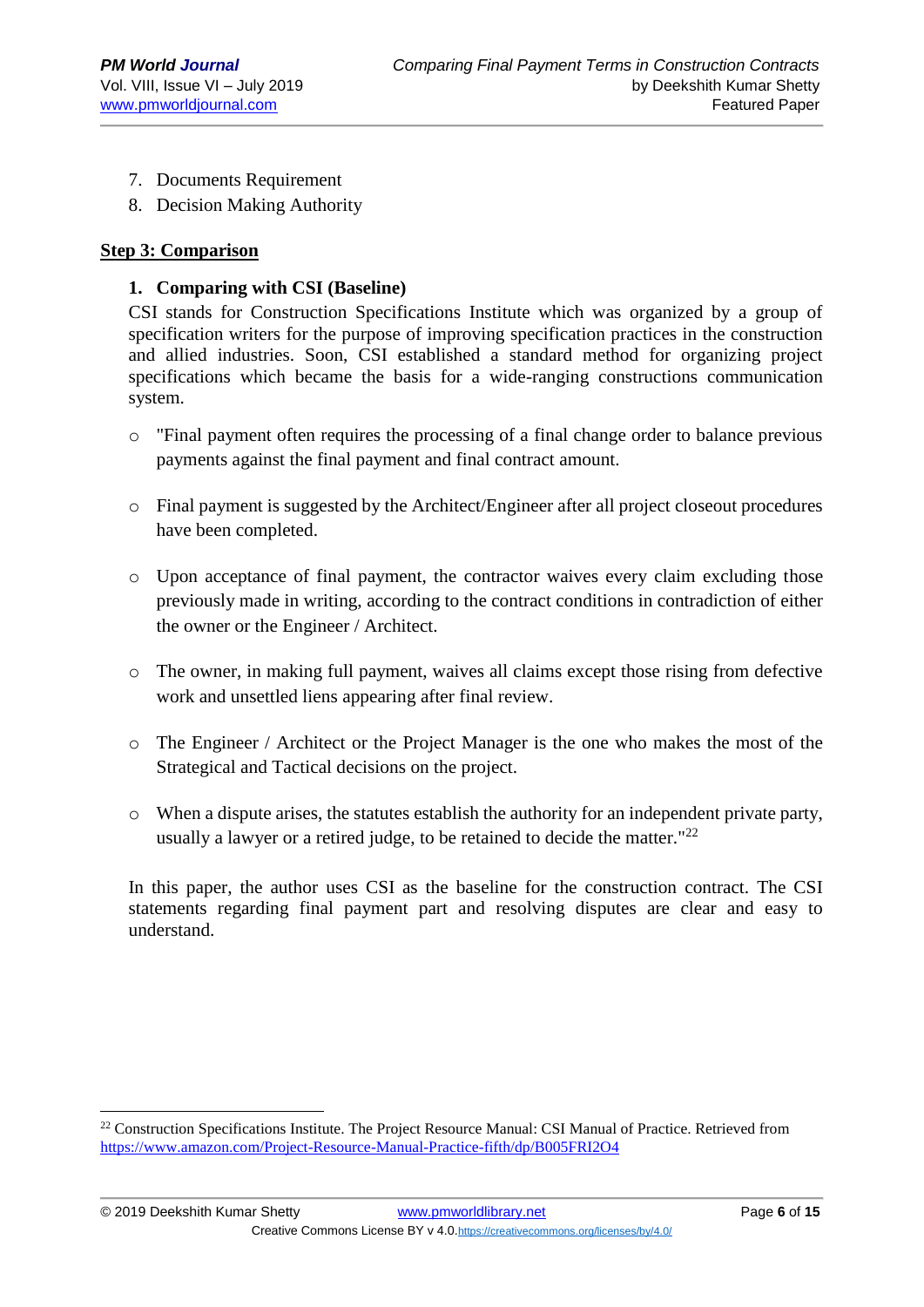7. Documents Requirement
8. Decision Making Authority

**Step 3: Comparison**

**1. Comparing with CSI (Baseline)**

CSI stands for Construction Specifications Institute which was organized by a group of specification writers for the purpose of improving specification practices in the construction and allied industries. Soon, CSI established a standard method for organizing project specifications which became the basis for a wide-ranging constructions communication system.

- "Final payment often requires the processing of a final change order to balance previous payments against the final payment and final contract amount.

- Final payment is suggested by the Architect/Engineer after all project closeout procedures have been completed.

- Upon acceptance of final payment, the contractor waives every claim excluding those previously made in writing, according to the contract conditions in contradiction of either the owner or the Engineer / Architect.

- The owner, in making full payment, waives all claims except those rising from defective work and unsettled liens appearing after final review.

- The Engineer / Architect or the Project Manager is the one who makes the most of the Strategical and Tactical decisions on the project.

- When a dispute arises, the statutes establish the authority for an independent private party, usually a lawyer or a retired judge, to be retained to decide the matter."[22]

In this paper, the author uses CSI as the baseline for the construction contract. The CSI statements regarding final payment part and resolving disputes are clear and easy to understand.

---

[22] Construction Specifications Institute. The Project Resource Manual: CSI Manual of Practice. Retrieved from https://www.amazon.com/Project-Resource-Manual-Practice-fifth/dp/B005FRI2O4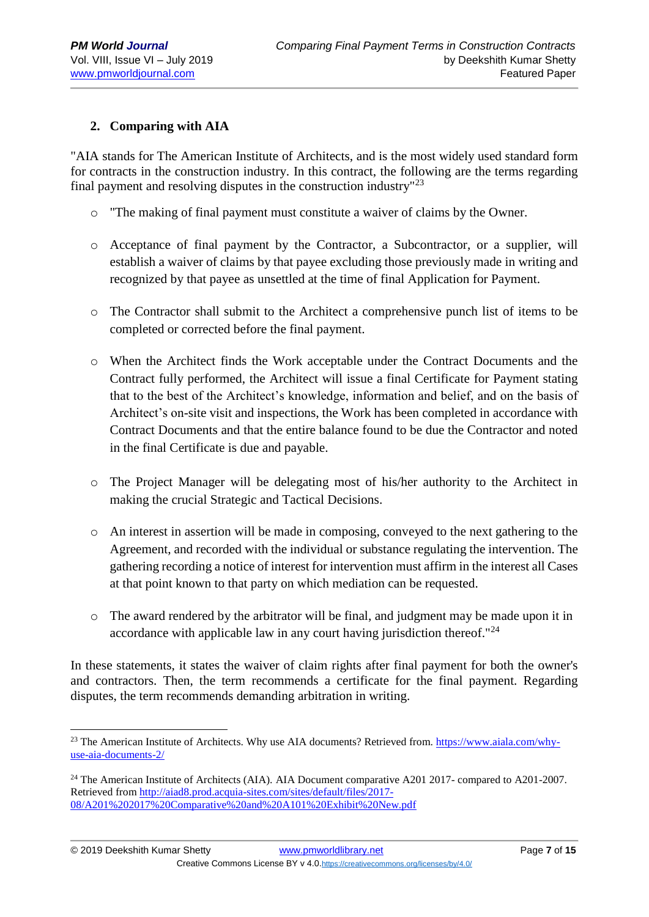## 2. Comparing with AIA

"AIA stands for The American Institute of Architects, and is the most widely used standard form for contracts in the construction industry. In this contract, the following are the terms regarding final payment and resolving disputes in the construction industry"[23]

- "The making of final payment must constitute a waiver of claims by the Owner.
- Acceptance of final payment by the Contractor, a Subcontractor, or a supplier, will establish a waiver of claims by that payee excluding those previously made in writing and recognized by that payee as unsettled at the time of final Application for Payment.
- The Contractor shall submit to the Architect a comprehensive punch list of items to be completed or corrected before the final payment.
- When the Architect finds the Work acceptable under the Contract Documents and the Contract fully performed, the Architect will issue a final Certificate for Payment stating that to the best of the Architect's knowledge, information and belief, and on the basis of Architect's on-site visit and inspections, the Work has been completed in accordance with Contract Documents and that the entire balance found to be due the Contractor and noted in the final Certificate is due and payable.
- The Project Manager will be delegating most of his/her authority to the Architect in making the crucial Strategic and Tactical Decisions.
- An interest in assertion will be made in composing, conveyed to the next gathering to the Agreement, and recorded with the individual or substance regulating the intervention. The gathering recording a notice of interest for intervention must affirm in the interest all Cases at that point known to that party on which mediation can be requested.
- The award rendered by the arbitrator will be final, and judgment may be made upon it in accordance with applicable law in any court having jurisdiction thereof."[24]

In these statements, it states the waiver of claim rights after final payment for both the owner's and contractors. Then, the term recommends a certificate for the final payment. Regarding disputes, the term recommends demanding arbitration in writing.

---

[23] The American Institute of Architects. Why use AIA documents? Retrieved from. https://www.aiala.com/why-use-aia-documents-2/

[24] The American Institute of Architects (AIA). AIA Document comparative A201 2017- compared to A201-2007. Retrieved from http://aiad8.prod.acquia-sites.com/sites/default/files/2017-08/A201%202017%20Comparative%20and%20A101%20Exhibit%20New.pdf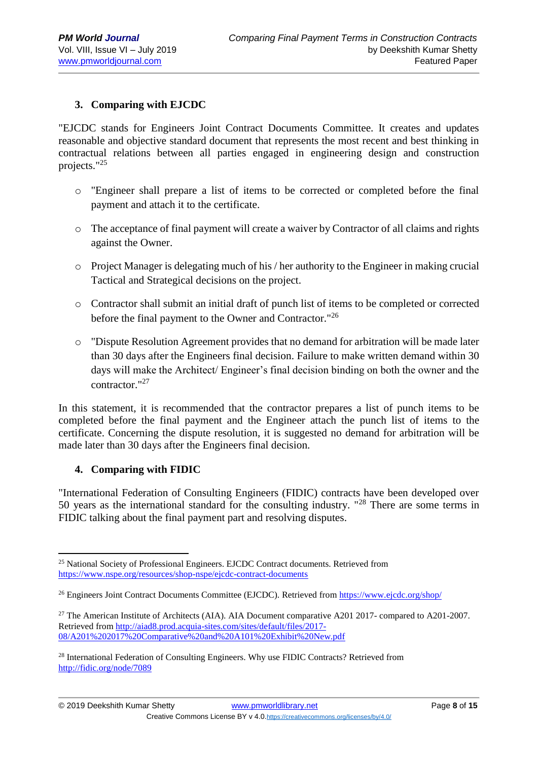## 3. Comparing with EJCDC

"EJCDC stands for Engineers Joint Contract Documents Committee. It creates and updates reasonable and objective standard document that represents the most recent and best thinking in contractual relations between all parties engaged in engineering design and construction projects."[25]

- "Engineer shall prepare a list of items to be corrected or completed before the final payment and attach it to the certificate.
- The acceptance of final payment will create a waiver by Contractor of all claims and rights against the Owner.
- Project Manager is delegating much of his / her authority to the Engineer in making crucial Tactical and Strategical decisions on the project.
- Contractor shall submit an initial draft of punch list of items to be completed or corrected before the final payment to the Owner and Contractor."[26]
- "Dispute Resolution Agreement provides that no demand for arbitration will be made later than 30 days after the Engineers final decision. Failure to make written demand within 30 days will make the Architect/ Engineer's final decision binding on both the owner and the contractor."[27]

In this statement, it is recommended that the contractor prepares a list of punch items to be completed before the final payment and the Engineer attach the punch list of items to the certificate. Concerning the dispute resolution, it is suggested no demand for arbitration will be made later than 30 days after the Engineers final decision.

## 4. Comparing with FIDIC

"International Federation of Consulting Engineers (FIDIC) contracts have been developed over 50 years as the international standard for the consulting industry. "[28] There are some terms in FIDIC talking about the final payment part and resolving disputes.

---

[25] National Society of Professional Engineers. EJCDC Contract documents. Retrieved from https://www.nspe.org/resources/shop-nspe/ejcdc-contract-documents

[26] Engineers Joint Contract Documents Committee (EJCDC). Retrieved from https://www.ejcdc.org/shop/

[27] The American Institute of Architects (AIA). AIA Document comparative A201 2017- compared to A201-2007. Retrieved from http://aiad8.prod.acquia-sites.com/sites/default/files/2017-08/A201%202017%20Comparative%20and%20A101%20Exhibit%20New.pdf

[28] International Federation of Consulting Engineers. Why use FIDIC Contracts? Retrieved from http://fidic.org/node/7089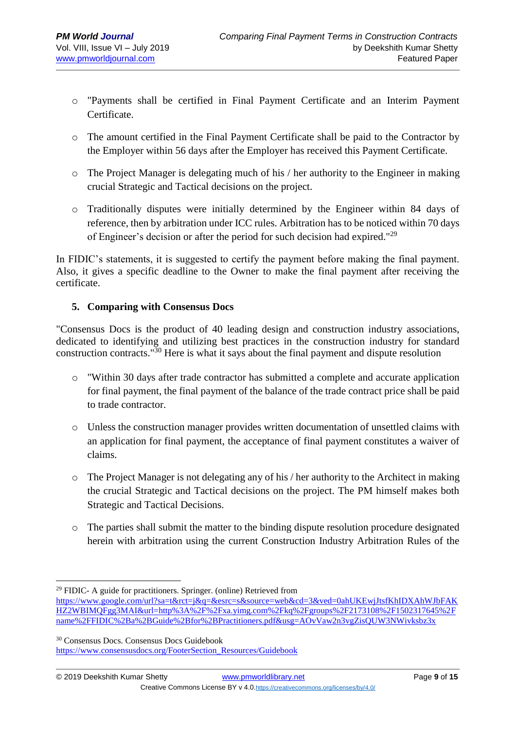- "Payments shall be certified in Final Payment Certificate and an Interim Payment Certificate.
- The amount certified in the Final Payment Certificate shall be paid to the Contractor by the Employer within 56 days after the Employer has received this Payment Certificate.
- The Project Manager is delegating much of his / her authority to the Engineer in making crucial Strategic and Tactical decisions on the project.
- Traditionally disputes were initially determined by the Engineer within 84 days of reference, then by arbitration under ICC rules. Arbitration has to be noticed within 70 days of Engineer's decision or after the period for such decision had expired."[29]

In FIDIC's statements, it is suggested to certify the payment before making the final payment. Also, it gives a specific deadline to the Owner to make the final payment after receiving the certificate.

## 5. Comparing with Consensus Docs

"Consensus Docs is the product of 40 leading design and construction industry associations, dedicated to identifying and utilizing best practices in the construction industry for standard construction contracts."[30] Here is what it says about the final payment and dispute resolution

- "Within 30 days after trade contractor has submitted a complete and accurate application for final payment, the final payment of the balance of the trade contract price shall be paid to trade contractor.
- Unless the construction manager provides written documentation of unsettled claims with an application for final payment, the acceptance of final payment constitutes a waiver of claims.
- The Project Manager is not delegating any of his / her authority to the Architect in making the crucial Strategic and Tactical decisions on the project. The PM himself makes both Strategic and Tactical Decisions.
- The parties shall submit the matter to the binding dispute resolution procedure designated herein with arbitration using the current Construction Industry Arbitration Rules of the

---

[29] FIDIC- A guide for practitioners. Springer. (online) Retrieved from https://www.google.com/url?sa=t&rct=j&q=&esrc=s&source=web&cd=3&ved=0ahUKEwjJtsfKhIDXAhWJbFAKHZ2WBIMQFgg3MAI&url=http%3A%2F%2Fxa.yimg.com%2Fkq%2Fgroups%2F2173108%2F1502317645%2Fname%2FFIDIC%2Ba%2BGuide%2Bfor%2BPractitioners.pdf&usg=AOvVaw2n3vgZisQUW3NWivksbz3x

[30] Consensus Docs. Consensus Docs Guidebook https://www.consensusdocs.org/FooterSection_Resources/Guidebook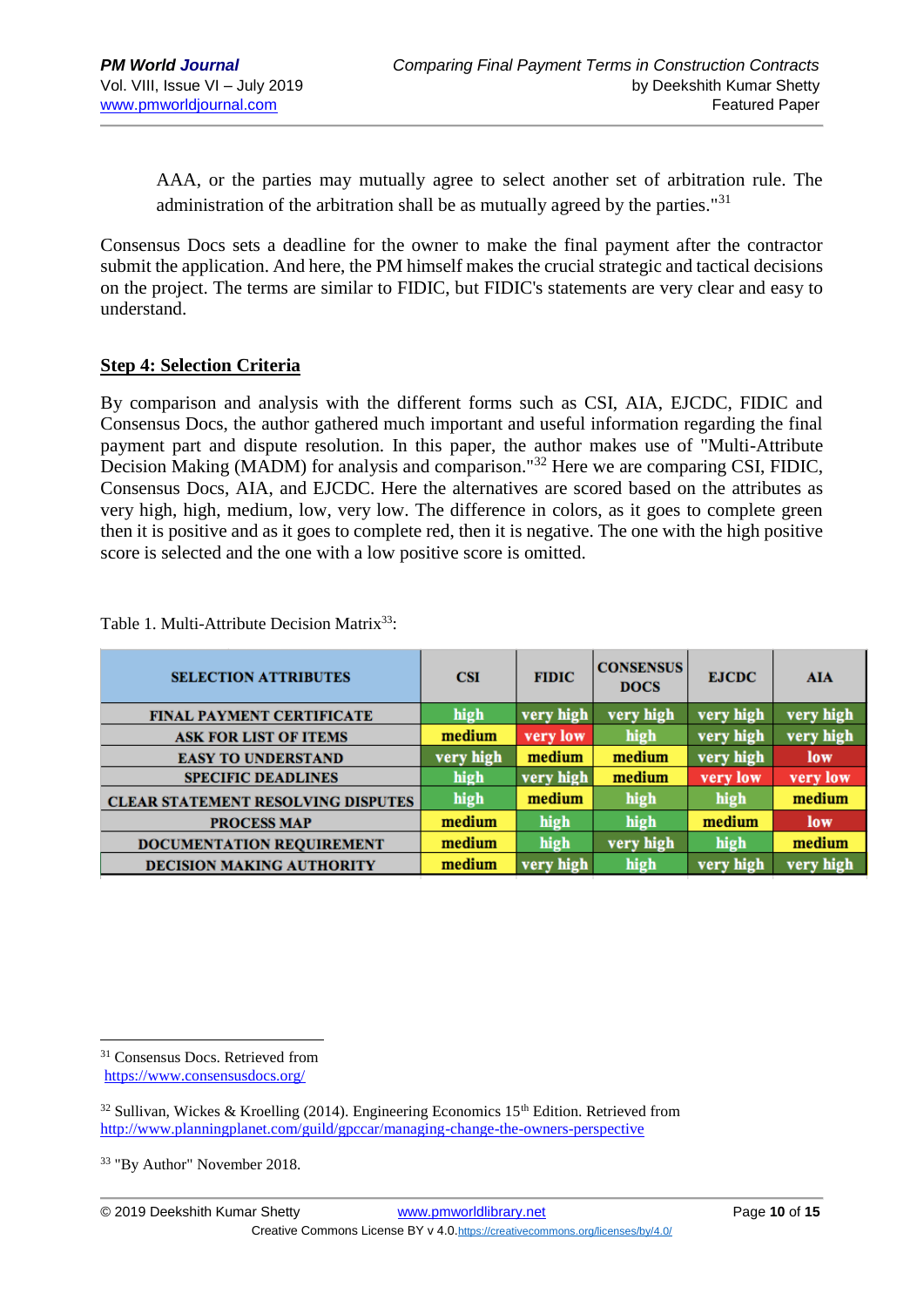AAA, or the parties may mutually agree to select another set of arbitration rule. The administration of the arbitration shall be as mutually agreed by the parties."[31]

Consensus Docs sets a deadline for the owner to make the final payment after the contractor submit the application. And here, the PM himself makes the crucial strategic and tactical decisions on the project. The terms are similar to FIDIC, but FIDIC's statements are very clear and easy to understand.

## Step 4: Selection Criteria

By comparison and analysis with the different forms such as CSI, AIA, EJCDC, FIDIC and Consensus Docs, the author gathered much important and useful information regarding the final payment part and dispute resolution. In this paper, the author makes use of "Multi-Attribute Decision Making (MADM) for analysis and comparison."[32] Here we are comparing CSI, FIDIC, Consensus Docs, AIA, and EJCDC. Here the alternatives are scored based on the attributes as very high, high, medium, low, very low. The difference in colors, as it goes to complete green then it is positive and as it goes to complete red, then it is negative. The one with the high positive score is selected and the one with a low positive score is omitted.

Table 1. Multi-Attribute Decision Matrix[33]:

| SELECTION ATTRIBUTES | CSI | FIDIC | CONSENSUS DOCS | EJCDC | AIA |
|---|---|---|---|---|---|
| FINAL PAYMENT CERTIFICATE | high | very high | very high | very high | very high |
| ASK FOR LIST OF ITEMS | medium | very low | high | very high | very high |
| EASY TO UNDERSTAND | very high | medium | medium | very high | low |
| SPECIFIC DEADLINES | high | very high | medium | very low | very low |
| CLEAR STATEMENT RESOLVING DISPUTES | high | medium | high | high | medium |
| PROCESS MAP | medium | high | high | medium | low |
| DOCUMENTATION REQUIREMENT | medium | high | very high | high | medium |
| DECISION MAKING AUTHORITY | medium | very high | high | very high | very high |

---

[31] Consensus Docs. Retrieved from https://www.consensusdocs.org/

[32] Sullivan, Wickes & Kroelling (2014). Engineering Economics 15th Edition. Retrieved from http://www.planningplanet.com/guild/gpccar/managing-change-the-owners-perspective

[33] "By Author" November 2018.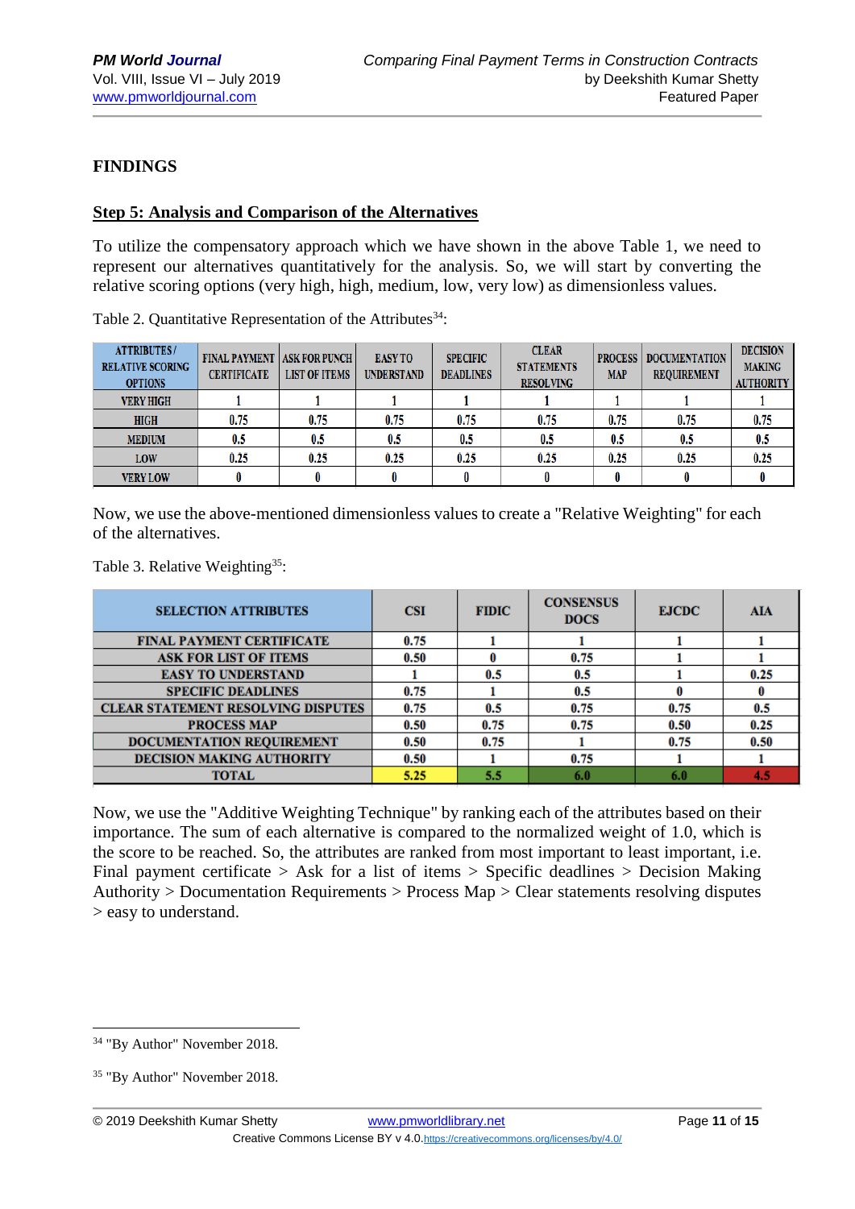## FINDINGS

### Step 5: Analysis and Comparison of the Alternatives

To utilize the compensatory approach which we have shown in the above Table 1, we need to represent our alternatives quantitatively for the analysis. So, we will start by converting the relative scoring options (very high, high, medium, low, very low) as dimensionless values.

Table 2. Quantitative Representation of the Attributes[34]:

| ATTRIBUTES / RELATIVE SCORING OPTIONS | FINAL PAYMENT CERTIFICATE | ASK FOR PUNCH LIST OF ITEMS | EASY TO UNDERSTAND | SPECIFIC DEADLINES | CLEAR STATEMENTS RESOLVING | PROCESS MAP | DOCUMENTATION REQUIREMENT | DECISION MAKING AUTHORITY |
|---|---|---|---|---|---|---|---|---|
| VERY HIGH | 1 | 1 | 1 | 1 | 1 | 1 | 1 | 1 |
| HIGH | 0.75 | 0.75 | 0.75 | 0.75 | 0.75 | 0.75 | 0.75 | 0.75 |
| MEDIUM | 0.5 | 0.5 | 0.5 | 0.5 | 0.5 | 0.5 | 0.5 | 0.5 |
| LOW | 0.25 | 0.25 | 0.25 | 0.25 | 0.25 | 0.25 | 0.25 | 0.25 |
| VERY LOW | 0 | 0 | 0 | 0 | 0 | 0 | 0 | 0 |

Now, we use the above-mentioned dimensionless values to create a "Relative Weighting" for each of the alternatives.

Table 3. Relative Weighting[35]:

| SELECTION ATTRIBUTES | CSI | FIDIC | CONSENSUS DOCS | EJCDC | AIA |
|---|---|---|---|---|---|
| FINAL PAYMENT CERTIFICATE | 0.75 | 1 | 1 | 1 | 1 |
| ASK FOR LIST OF ITEMS | 0.50 | 0 | 0.75 | 1 | 1 |
| EASY TO UNDERSTAND | 1 | 0.5 | 0.5 | 1 | 0.25 |
| SPECIFIC DEADLINES | 0.75 | 1 | 0.5 | 0 | 0 |
| CLEAR STATEMENT RESOLVING DISPUTES | 0.75 | 0.5 | 0.75 | 0.75 | 0.5 |
| PROCESS MAP | 0.50 | 0.75 | 0.75 | 0.50 | 0.25 |
| DOCUMENTATION REQUIREMENT | 0.50 | 0.75 | 1 | 0.75 | 0.50 |
| DECISION MAKING AUTHORITY | 0.50 | 1 | 0.75 | 1 | 1 |
| TOTAL | 5.25 | 5.5 | 6.0 | 6.0 | 4.5 |

Now, we use the "Additive Weighting Technique" by ranking each of the attributes based on their importance. The sum of each alternative is compared to the normalized weight of 1.0, which is the score to be reached. So, the attributes are ranked from most important to least important, i.e. Final payment certificate > Ask for a list of items > Specific deadlines > Decision Making Authority > Documentation Requirements > Process Map > Clear statements resolving disputes > easy to understand.

---

[34] "By Author" November 2018.

[35] "By Author" November 2018.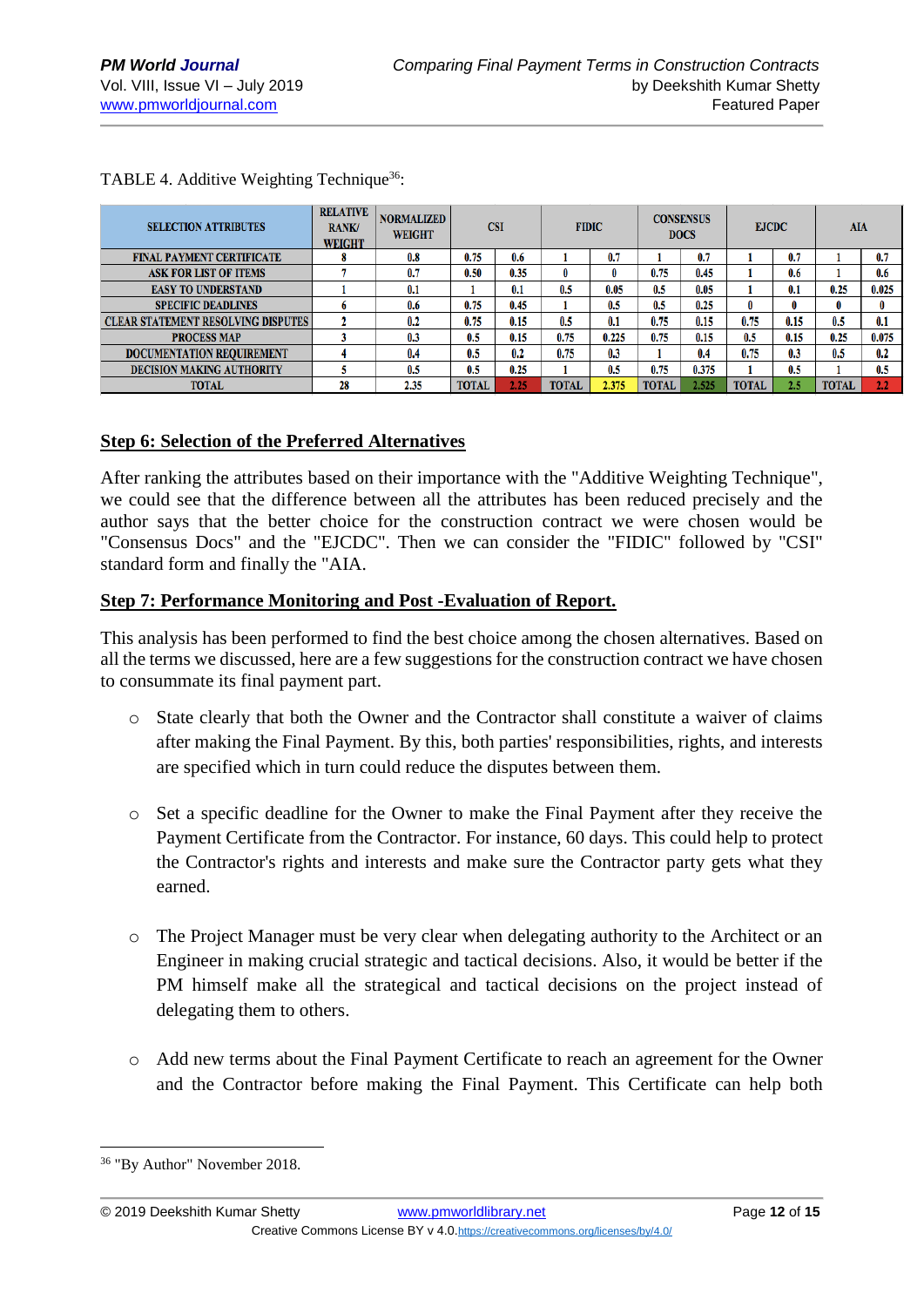TABLE 4. Additive Weighting Technique[36]:

| SELECTION ATTRIBUTES | RELATIVE RANK/ WEIGHT | NORMALIZED WEIGHT | CSI | | FIDIC | | CONSENSUS DOCS | | EJCDC | | AIA | |
|---|---|---|---|---|---|---|---|---|---|---|---|---|
| FINAL PAYMENT CERTIFICATE | 8 | 0.8 | 0.75 | 0.6 | 1 | 0.7 | 1 | 0.7 | 1 | 0.7 | 1 | 0.7 |
| ASK FOR LIST OF ITEMS | 7 | 0.7 | 0.50 | 0.35 | 0 | 0 | 0.75 | 0.45 | 1 | 0.6 | 1 | 0.6 |
| EASY TO UNDERSTAND | 1 | 0.1 | 1 | 0.1 | 0.5 | 0.05 | 0.5 | 0.05 | 1 | 0.1 | 0.25 | 0.025 |
| SPECIFIC DEADLINES | 6 | 0.6 | 0.75 | 0.45 | 1 | 0.5 | 0.5 | 0.25 | 0 | 0 | 0 | 0 |
| CLEAR STATEMENT RESOLVING DISPUTES | 2 | 0.2 | 0.75 | 0.15 | 0.5 | 0.1 | 0.75 | 0.15 | 0.75 | 0.15 | 0.5 | 0.1 |
| PROCESS MAP | 3 | 0.3 | 0.5 | 0.15 | 0.75 | 0.225 | 0.75 | 0.15 | 0.5 | 0.15 | 0.25 | 0.075 |
| DOCUMENTATION REQUIREMENT | 4 | 0.4 | 0.5 | 0.2 | 0.75 | 0.3 | 1 | 0.4 | 0.75 | 0.3 | 0.5 | 0.2 |
| DECISION MAKING AUTHORITY | 5 | 0.5 | 0.5 | 0.25 | 1 | 0.5 | 0.75 | 0.375 | 1 | 0.5 | 1 | 0.5 |
| TOTAL | 28 | 2.35 | TOTAL | 2.25 | TOTAL | 2.375 | TOTAL | 2.525 | TOTAL | 2.5 | TOTAL | 2.2 |

## Step 6: Selection of the Preferred Alternatives

After ranking the attributes based on their importance with the "Additive Weighting Technique", we could see that the difference between all the attributes has been reduced precisely and the author says that the better choice for the construction contract we were chosen would be "Consensus Docs" and the "EJCDC". Then we can consider the "FIDIC" followed by "CSI" standard form and finally the "AIA.

## Step 7: Performance Monitoring and Post -Evaluation of Report.

This analysis has been performed to find the best choice among the chosen alternatives. Based on all the terms we discussed, here are a few suggestions for the construction contract we have chosen to consummate its final payment part.

- State clearly that both the Owner and the Contractor shall constitute a waiver of claims after making the Final Payment. By this, both parties' responsibilities, rights, and interests are specified which in turn could reduce the disputes between them.

- Set a specific deadline for the Owner to make the Final Payment after they receive the Payment Certificate from the Contractor. For instance, 60 days. This could help to protect the Contractor's rights and interests and make sure the Contractor party gets what they earned.

- The Project Manager must be very clear when delegating authority to the Architect or an Engineer in making crucial strategic and tactical decisions. Also, it would be better if the PM himself make all the strategical and tactical decisions on the project instead of delegating them to others.

- Add new terms about the Final Payment Certificate to reach an agreement for the Owner and the Contractor before making the Final Payment. This Certificate can help both

[36] "By Author" November 2018.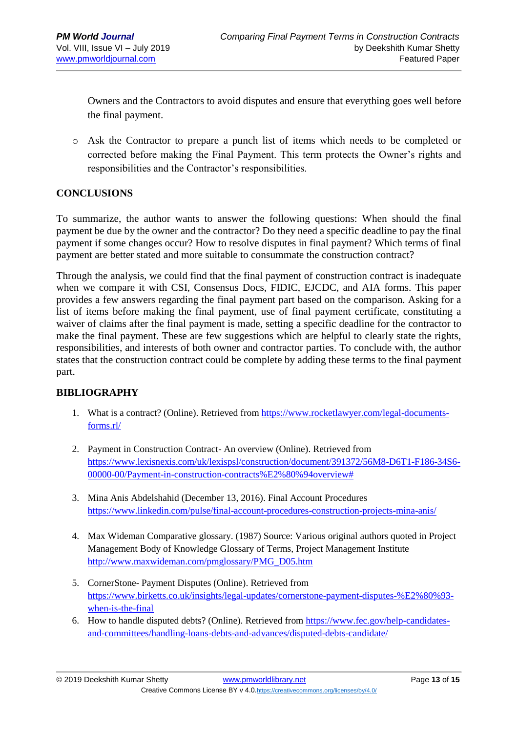Owners and the Contractors to avoid disputes and ensure that everything goes well before the final payment.

- Ask the Contractor to prepare a punch list of items which needs to be completed or corrected before making the Final Payment. This term protects the Owner's rights and responsibilities and the Contractor's responsibilities.

## CONCLUSIONS

To summarize, the author wants to answer the following questions: When should the final payment be due by the owner and the contractor? Do they need a specific deadline to pay the final payment if some changes occur? How to resolve disputes in final payment? Which terms of final payment are better stated and more suitable to consummate the construction contract?

Through the analysis, we could find that the final payment of construction contract is inadequate when we compare it with CSI, Consensus Docs, FIDIC, EJCDC, and AIA forms. This paper provides a few answers regarding the final payment part based on the comparison. Asking for a list of items before making the final payment, use of final payment certificate, constituting a waiver of claims after the final payment is made, setting a specific deadline for the contractor to make the final payment. These are few suggestions which are helpful to clearly state the rights, responsibilities, and interests of both owner and contractor parties. To conclude with, the author states that the construction contract could be complete by adding these terms to the final payment part.

## BIBLIOGRAPHY

1. What is a contract? (Online). Retrieved from https://www.rocketlawyer.com/legal-documents-forms.rl/
2. Payment in Construction Contract- An overview (Online). Retrieved from https://www.lexisnexis.com/uk/lexispsl/construction/document/391372/56M8-D6T1-F186-34S6-00000-00/Payment-in-construction-contracts%E2%80%94overview#
3. Mina Anis Abdelshahid (December 13, 2016). Final Account Procedures https://www.linkedin.com/pulse/final-account-procedures-construction-projects-mina-anis/
4. Max Wideman Comparative glossary. (1987) Source: Various original authors quoted in Project Management Body of Knowledge Glossary of Terms, Project Management Institute http://www.maxwideman.com/pmglossary/PMG_D05.htm
5. CornerStone- Payment Disputes (Online). Retrieved from https://www.birketts.co.uk/insights/legal-updates/cornerstone-payment-disputes-%E2%80%93-when-is-the-final
6. How to handle disputed debts? (Online). Retrieved from https://www.fec.gov/help-candidates-and-committees/handling-loans-debts-and-advances/disputed-debts-candidate/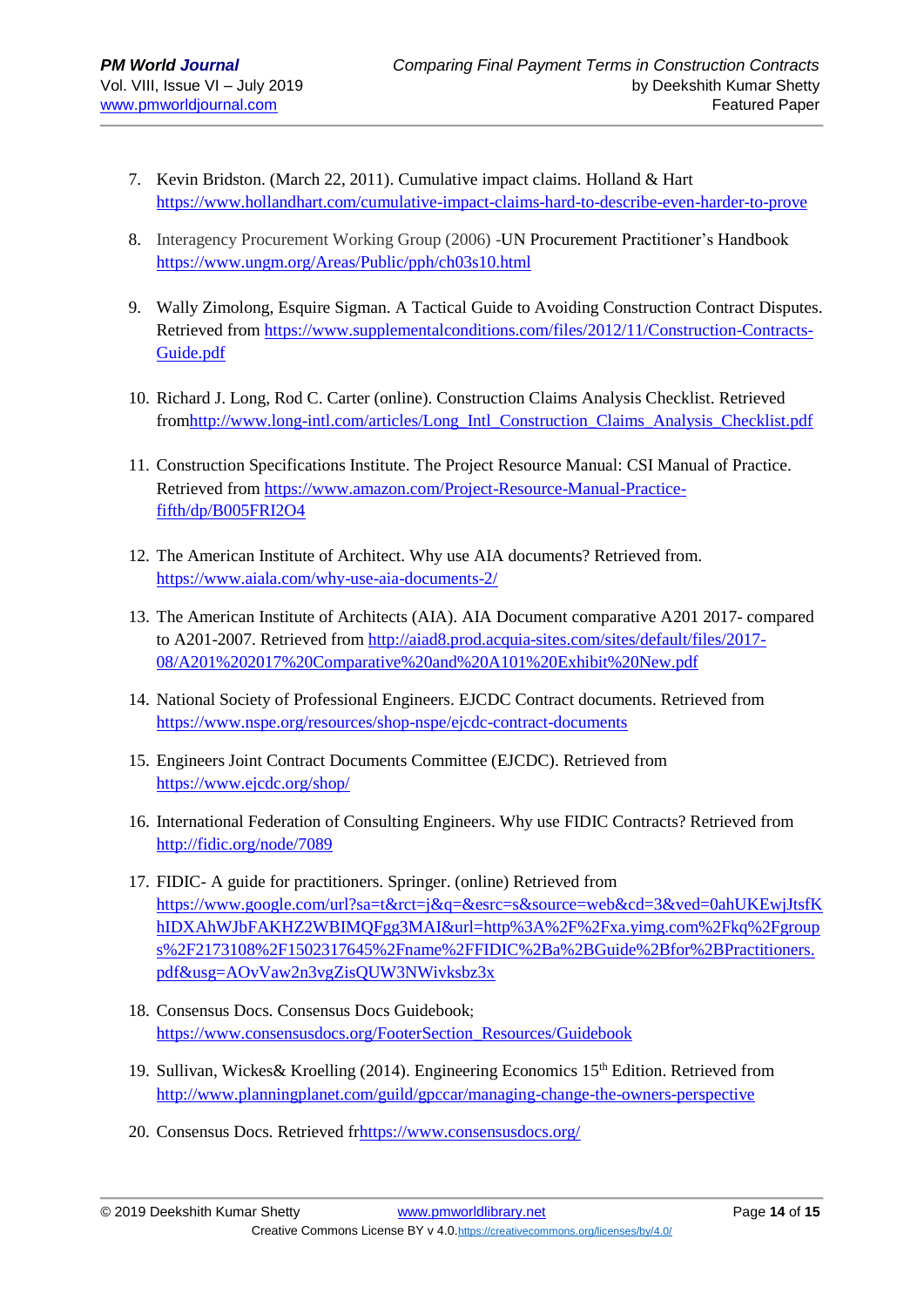7. Kevin Bridston. (March 22, 2011). Cumulative impact claims. Holland & Hart https://www.hollandhart.com/cumulative-impact-claims-hard-to-describe-even-harder-to-prove

8. Interagency Procurement Working Group (2006) -UN Procurement Practitioner's Handbook https://www.ungm.org/Areas/Public/pph/ch03s10.html

9. Wally Zimolong, Esquire Sigman. A Tactical Guide to Avoiding Construction Contract Disputes. Retrieved from https://www.supplementalconditions.com/files/2012/11/Construction-Contracts-Guide.pdf

10. Richard J. Long, Rod C. Carter (online). Construction Claims Analysis Checklist. Retrieved fromhttp://www.long-intl.com/articles/Long_Intl_Construction_Claims_Analysis_Checklist.pdf

11. Construction Specifications Institute. The Project Resource Manual: CSI Manual of Practice. Retrieved from https://www.amazon.com/Project-Resource-Manual-Practice-fifth/dp/B005FRI2O4

12. The American Institute of Architect. Why use AIA documents? Retrieved from. https://www.aiala.com/why-use-aia-documents-2/

13. The American Institute of Architects (AIA). AIA Document comparative A201 2017- compared to A201-2007. Retrieved from http://aiad8.prod.acquia-sites.com/sites/default/files/2017-08/A201%202017%20Comparative%20and%20A101%20Exhibit%20New.pdf

14. National Society of Professional Engineers. EJCDC Contract documents. Retrieved from https://www.nspe.org/resources/shop-nspe/ejcdc-contract-documents

15. Engineers Joint Contract Documents Committee (EJCDC). Retrieved from https://www.ejcdc.org/shop/

16. International Federation of Consulting Engineers. Why use FIDIC Contracts? Retrieved from http://fidic.org/node/7089

17. FIDIC- A guide for practitioners. Springer. (online) Retrieved from https://www.google.com/url?sa=t&rct=j&q=&esrc=s&source=web&cd=3&ved=0ahUKEwjJtsfKhIDXAhWJbFAKHZ2WBIMQFgg3MAI&url=http%3A%2F%2Fxa.yimg.com%2Fkq%2Fgroups%2F2173108%2F1502317645%2Fname%2FFIDIC%2Ba%2BGuide%2Bfor%2BPractitioners.pdf&usg=AOvVaw2n3vgZisQUW3NWivksbz3x

18. Consensus Docs. Consensus Docs Guidebook; https://www.consensusdocs.org/FooterSection_Resources/Guidebook

19. Sullivan, Wickes& Kroelling (2014). Engineering Economics 15th Edition. Retrieved from http://www.planningplanet.com/guild/gpccar/managing-change-the-owners-perspective

20. Consensus Docs. Retrieved frhttps://www.consensusdocs.org/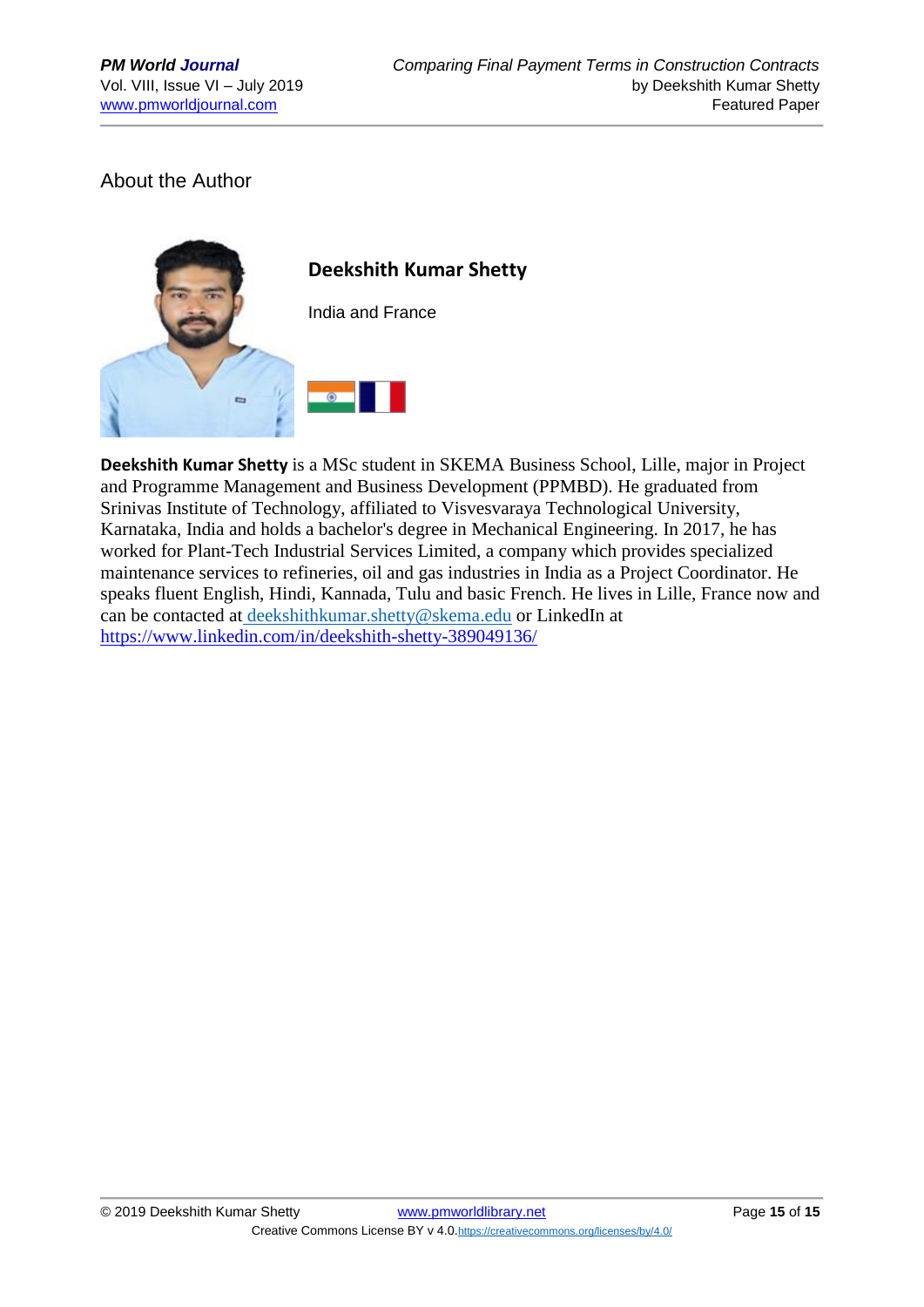## About the Author

### Deekshith Kumar Shetty

India and France

**Deekshith Kumar Shetty** is a MSc student in SKEMA Business School, Lille, major in Project and Programme Management and Business Development (PPMBD). He graduated from Srinivas Institute of Technology, affiliated to Visvesvaraya Technological University, Karnataka, India and holds a bachelor's degree in Mechanical Engineering. In 2017, he has worked for Plant-Tech Industrial Services Limited, a company which provides specialized maintenance services to refineries, oil and gas industries in India as a Project Coordinator. He speaks fluent English, Hindi, Kannada, Tulu and basic French. He lives in Lille, France now and can be contacted at deekshithkumar.shetty@skema.edu or LinkedIn at https://www.linkedin.com/in/deekshith-shetty-389049136/